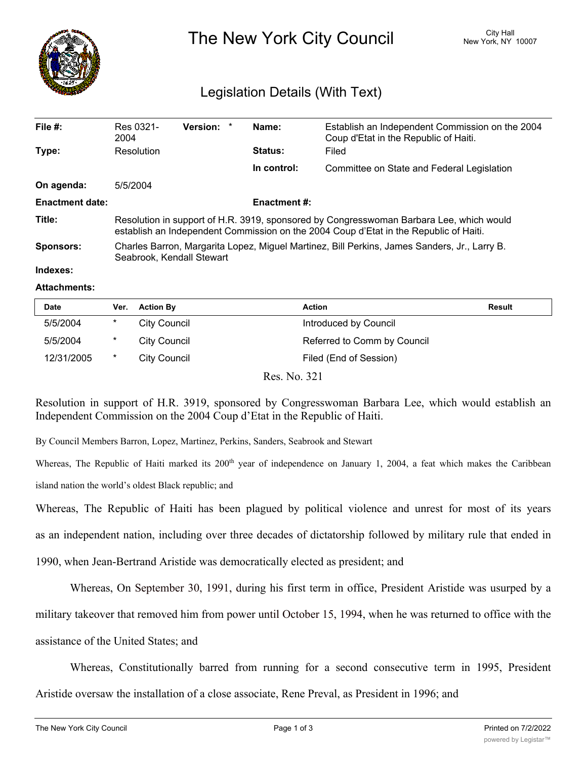# The New York City Council

City Hall
New York, NY 10007

## Legislation Details (With Text)

| | | | |
|---|---|---|---|
| **File #:** | Res 0321-2004 **Version:** * | **Name:** | Establish an Independent Commission on the 2004 Coup d'Etat in the Republic of Haiti. |
| **Type:** | Resolution | **Status:** | Filed |
| | | **In control:** | Committee on State and Federal Legislation |
| **On agenda:** | 5/5/2004 | | |
| **Enactment date:** | | **Enactment #:** | |

**Title:** Resolution in support of H.R. 3919, sponsored by Congresswoman Barbara Lee, which would establish an Independent Commission on the 2004 Coup d'Etat in the Republic of Haiti.

**Sponsors:** Charles Barron, Margarita Lopez, Miguel Martinez, Bill Perkins, James Sanders, Jr., Larry B. Seabrook, Kendall Stewart

**Indexes:**

**Attachments:**

| Date | Ver. | Action By | Action | Result |
|---|---|---|---|---|
| 5/5/2004 | * | City Council | Introduced by Council | |
| 5/5/2004 | * | City Council | Referred to Comm by Council | |
| 12/31/2005 | * | City Council | Filed (End of Session) | |

Res. No. 321

Resolution in support of H.R. 3919, sponsored by Congresswoman Barbara Lee, which would establish an Independent Commission on the 2004 Coup d'Etat in the Republic of Haiti.

By Council Members Barron, Lopez, Martinez, Perkins, Sanders, Seabrook and Stewart

Whereas, The Republic of Haiti marked its 200th year of independence on January 1, 2004, a feat which makes the Caribbean island nation the world's oldest Black republic; and

Whereas, The Republic of Haiti has been plagued by political violence and unrest for most of its years as an independent nation, including over three decades of dictatorship followed by military rule that ended in 1990, when Jean-Bertrand Aristide was democratically elected as president; and

Whereas, On September 30, 1991, during his first term in office, President Aristide was usurped by a military takeover that removed him from power until October 15, 1994, when he was returned to office with the assistance of the United States; and

Whereas, Constitutionally barred from running for a second consecutive term in 1995, President Aristide oversaw the installation of a close associate, Rene Preval, as President in 1996; and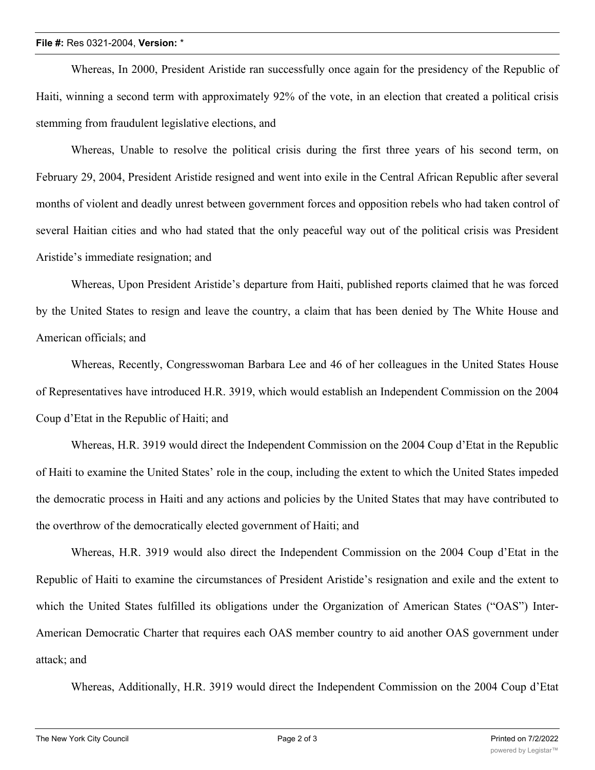Whereas, In 2000, President Aristide ran successfully once again for the presidency of the Republic of Haiti, winning a second term with approximately 92% of the vote, in an election that created a political crisis stemming from fraudulent legislative elections, and

Whereas, Unable to resolve the political crisis during the first three years of his second term, on February 29, 2004, President Aristide resigned and went into exile in the Central African Republic after several months of violent and deadly unrest between government forces and opposition rebels who had taken control of several Haitian cities and who had stated that the only peaceful way out of the political crisis was President Aristide's immediate resignation; and

Whereas, Upon President Aristide's departure from Haiti, published reports claimed that he was forced by the United States to resign and leave the country, a claim that has been denied by The White House and American officials; and

Whereas, Recently, Congresswoman Barbara Lee and 46 of her colleagues in the United States House of Representatives have introduced H.R. 3919, which would establish an Independent Commission on the 2004 Coup d'Etat in the Republic of Haiti; and

Whereas, H.R. 3919 would direct the Independent Commission on the 2004 Coup d'Etat in the Republic of Haiti to examine the United States' role in the coup, including the extent to which the United States impeded the democratic process in Haiti and any actions and policies by the United States that may have contributed to the overthrow of the democratically elected government of Haiti; and

Whereas, H.R. 3919 would also direct the Independent Commission on the 2004 Coup d'Etat in the Republic of Haiti to examine the circumstances of President Aristide's resignation and exile and the extent to which the United States fulfilled its obligations under the Organization of American States ("OAS") Inter-American Democratic Charter that requires each OAS member country to aid another OAS government under attack; and

Whereas, Additionally, H.R. 3919 would direct the Independent Commission on the 2004 Coup d'Etat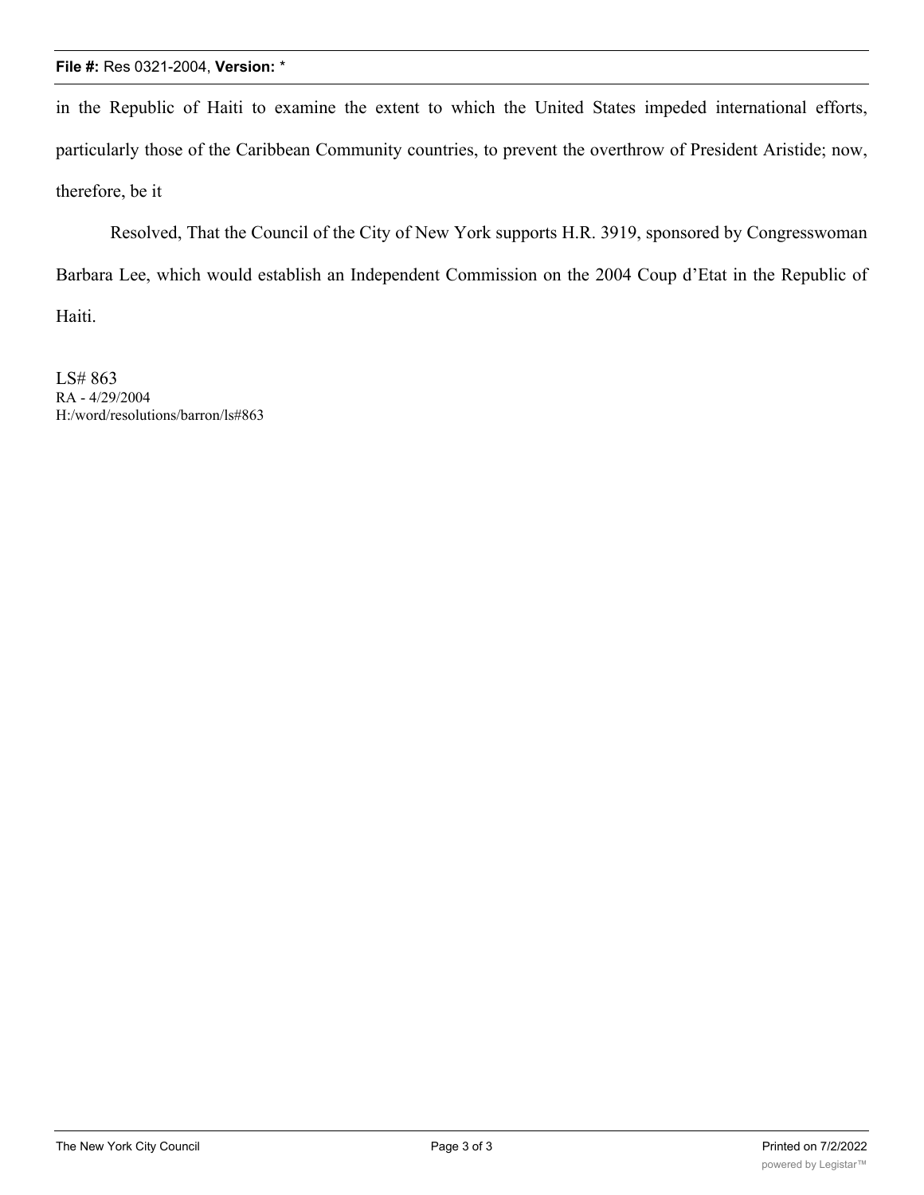in the Republic of Haiti to examine the extent to which the United States impeded international efforts, particularly those of the Caribbean Community countries, to prevent the overthrow of President Aristide; now, therefore, be it

Resolved, That the Council of the City of New York supports H.R. 3919, sponsored by Congresswoman Barbara Lee, which would establish an Independent Commission on the 2004 Coup d'Etat in the Republic of Haiti.

LS# 863
RA - 4/29/2004
H:/word/resolutions/barron/ls#863